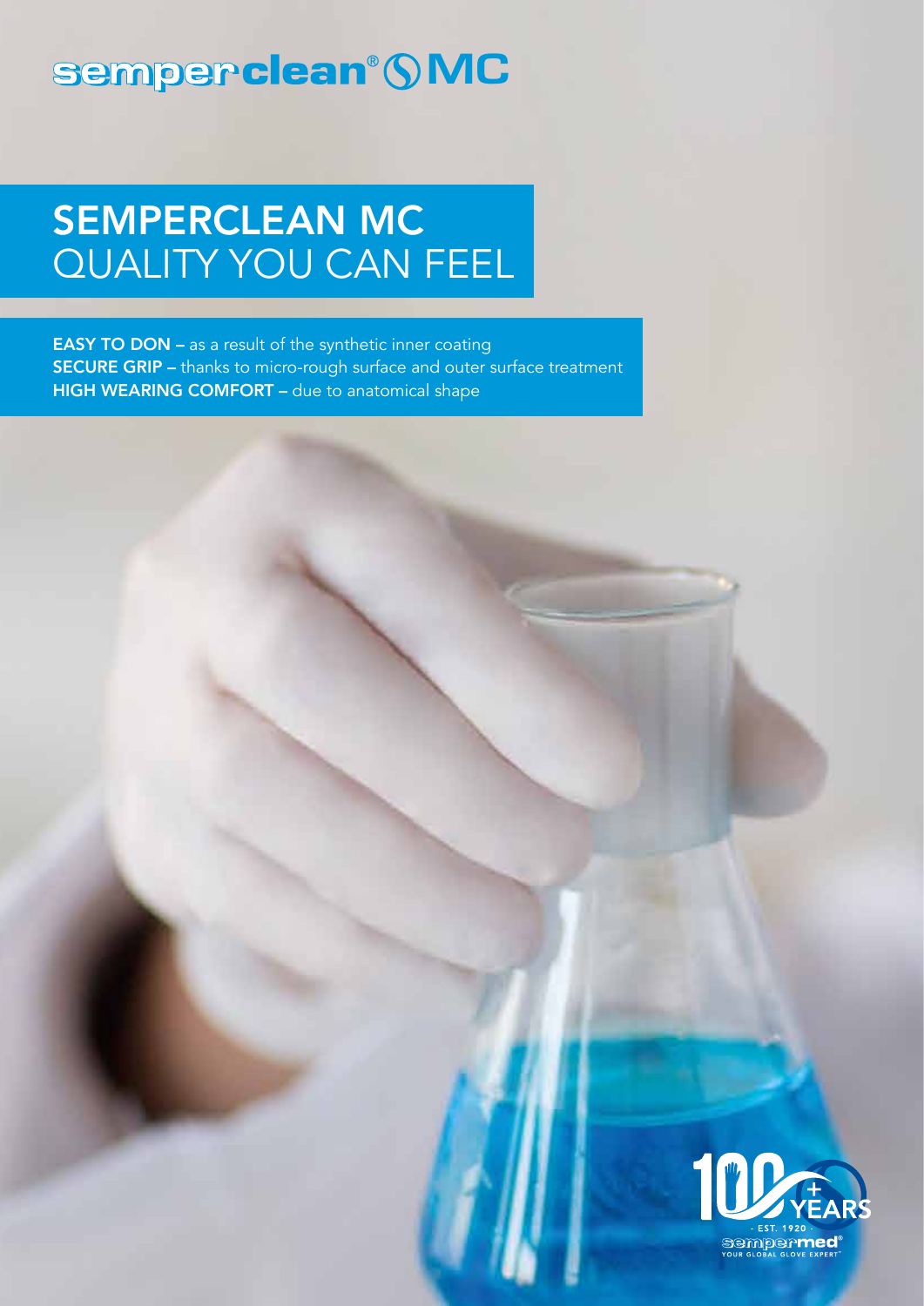# semperclean® MC

## SEMPERCLEAN MC
## QUALITY YOU CAN FEEL

**EASY TO DON** – as a result of the synthetic inner coating
**SECURE GRIP** – thanks to micro-rough surface and outer surface treatment
**HIGH WEARING COMFORT** – due to anatomical shape

100+ YEARS
- EST. 1920 -
sempermed®
YOUR GLOBAL GLOVE EXPERT™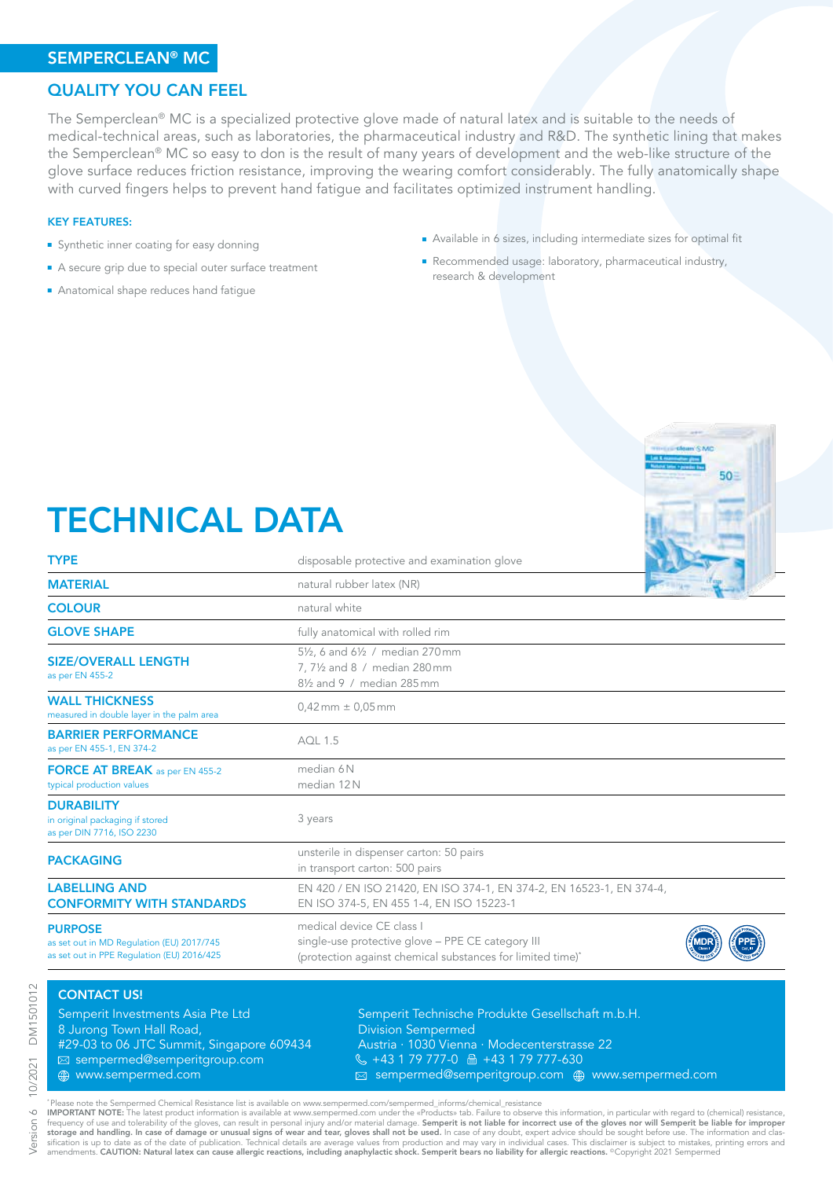SEMPERCLEAN® MC

## QUALITY YOU CAN FEEL

The Semperclean® MC is a specialized protective glove made of natural latex and is suitable to the needs of medical-technical areas, such as laboratories, the pharmaceutical industry and R&D. The synthetic lining that makes the Semperclean® MC so easy to don is the result of many years of development and the web-like structure of the glove surface reduces friction resistance, improving the wearing comfort considerably. The fully anatomically shape with curved fingers helps to prevent hand fatigue and facilitates optimized instrument handling.

### KEY FEATURES:

- Synthetic inner coating for easy donning
- A secure grip due to special outer surface treatment
- Anatomical shape reduces hand fatigue
- Available in 6 sizes, including intermediate sizes for optimal fit
- Recommended usage: laboratory, pharmaceutical industry, research & development

# TECHNICAL DATA

| | |
|---|---|
| **TYPE** | disposable protective and examination glove |
| **MATERIAL** | natural rubber latex (NR) |
| **COLOUR** | natural white |
| **GLOVE SHAPE** | fully anatomical with rolled rim |
| **SIZE/OVERALL LENGTH** as per EN 455-2 | 5½, 6 and 6½ / median 270 mm<br>7, 7½ and 8 / median 280 mm<br>8½ and 9 / median 285 mm |
| **WALL THICKNESS** measured in double layer in the palm area | 0,42 mm ± 0,05 mm |
| **BARRIER PERFORMANCE** as per EN 455-1, EN 374-2 | AQL 1.5 |
| **FORCE AT BREAK** as per EN 455-2 typical production values | median 6 N<br>median 12 N |
| **DURABILITY** in original packaging if stored as per DIN 7716, ISO 2230 | 3 years |
| **PACKAGING** | unsterile in dispenser carton: 50 pairs<br>in transport carton: 500 pairs |
| **LABELLING AND CONFORMITY WITH STANDARDS** | EN 420 / EN ISO 21420, EN ISO 374-1, EN 374-2, EN 16523-1, EN 374-4, EN ISO 374-5, EN 455 1-4, EN ISO 15223-1 |
| **PURPOSE** as set out in MD Regulation (EU) 2017/745 as set out in PPE Regulation (EU) 2016/425 | medical device CE class I<br>single-use protective glove – PPE CE category III<br>(protection against chemical substances for limited time)* |

## CONTACT US!

Semperit Investments Asia Pte Ltd
8 Jurong Town Hall Road,
#29-03 to 06 JTC Summit, Singapore 609434
sempermed@semperitgroup.com
www.sempermed.com

Semperit Technische Produkte Gesellschaft m.b.H.
Division Sempermed
Austria · 1030 Vienna · Modecenterstrasse 22
+43 1 79 777-0 Fax +43 1 79 777-630
sempermed@semperitgroup.com www.sempermed.com

*Please note the Sempermed Chemical Resistance list is available on www.sempermed.com/sempermed_informs/chemical_resistance

**IMPORTANT NOTE:** The latest product information is available at www.sempermed.com under the «Products» tab. Failure to observe this information, in particular with regard to (chemical) resistance, frequency of use and tolerability of the gloves, can result in personal injury and/or material damage. **Semperit is not liable for incorrect use of the gloves nor will Semperit be liable for improper storage and handling. In case of damage or unusual signs of wear and tear, gloves shall not be used.** In case of any doubt, expert advice should be sought before use. The information and classification is up to date as of the date of publication. Technical details are average values from production and may vary in individual cases. This disclaimer is subject to mistakes, printing errors and amendments. **CAUTION: Natural latex can cause allergic reactions, including anaphylactic shock. Semperit bears no liability for allergic reactions.** ©Copyright 2021 Sempermed

Version 6 10/2021 DM1501012